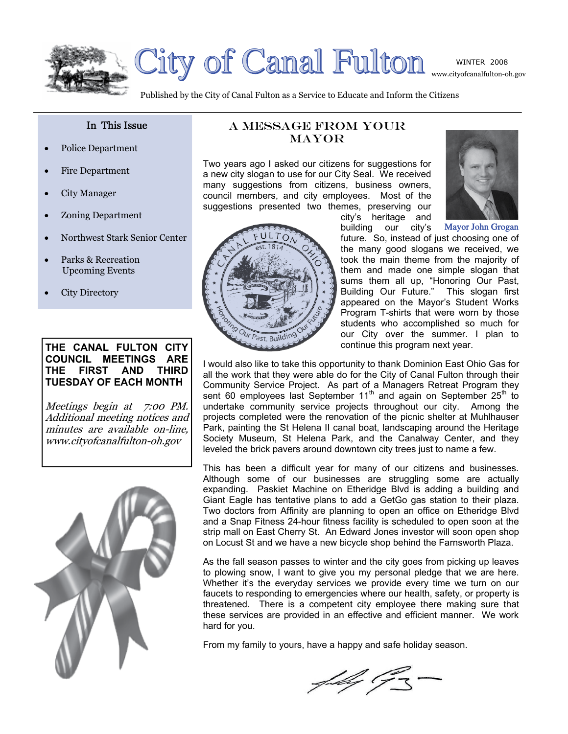# City of Canal Fulton

WINTER 2008

www.cityofcanalfulton-oh.gov

Published by the City of Canal Fulton as a Service to Educate and Inform the Citizens

## In This Issue

- Police Department
- Fire Department
- City Manager
- Zoning Department
- Northwest Stark Senior Center
- Parks & Recreation Upcoming Events
- City Directory

**THE CANAL FULTON CITY COUNCIL MEETINGS ARE THE FIRST AND THIRD TUESDAY OF EACH MONTH**

*Meetings begin at 7:00 PM. Additional meeting notices and minutes are available on-line, www.cityofcanalfulton-oh.gov*

## A MESSAGE FROM YOUR MAYOR

Mayor John Grogan

Two years ago I asked our citizens for suggestions for a new city slogan to use for our City Seal. We received many suggestions from citizens, business owners, council members, and city employees. Most of the suggestions presented two themes, preserving our city's heritage and building our city's future. So, instead of just choosing one of the many good slogans we received, we took the main theme from the majority of them and made one simple slogan that sums them all up, "Honoring Our Past, Building Our Future." This slogan first appeared on the Mayor's Student Works Program T-shirts that were worn by those students who accomplished so much for our City over the summer. I plan to continue this program next year.

I would also like to take this opportunity to thank Dominion East Ohio Gas for all the work that they were able do for the City of Canal Fulton through their Community Service Project. As part of a Managers Retreat Program they sent 60 employees last September 11th and again on September 25th to undertake community service projects throughout our city. Among the projects completed were the renovation of the picnic shelter at Muhlhauser Park, painting the St Helena II canal boat, landscaping around the Heritage Society Museum, St Helena Park, and the Canalway Center, and they leveled the brick pavers around downtown city trees just to name a few.

This has been a difficult year for many of our citizens and businesses. Although some of our businesses are struggling some are actually expanding. Paskiet Machine on Etheridge Blvd is adding a building and Giant Eagle has tentative plans to add a GetGo gas station to their plaza. Two doctors from Affinity are planning to open an office on Etheridge Blvd and a Snap Fitness 24-hour fitness facility is scheduled to open soon at the strip mall on East Cherry St. An Edward Jones investor will soon open shop on Locust St and we have a new bicycle shop behind the Farnsworth Plaza.

As the fall season passes to winter and the city goes from picking up leaves to plowing snow, I want to give you my personal pledge that we are here. Whether it's the everyday services we provide every time we turn on our faucets to responding to emergencies where our health, safety, or property is threatened. There is a competent city employee there making sure that these services are provided in an effective and efficient manner. We work hard for you.

From my family to yours, have a happy and safe holiday season.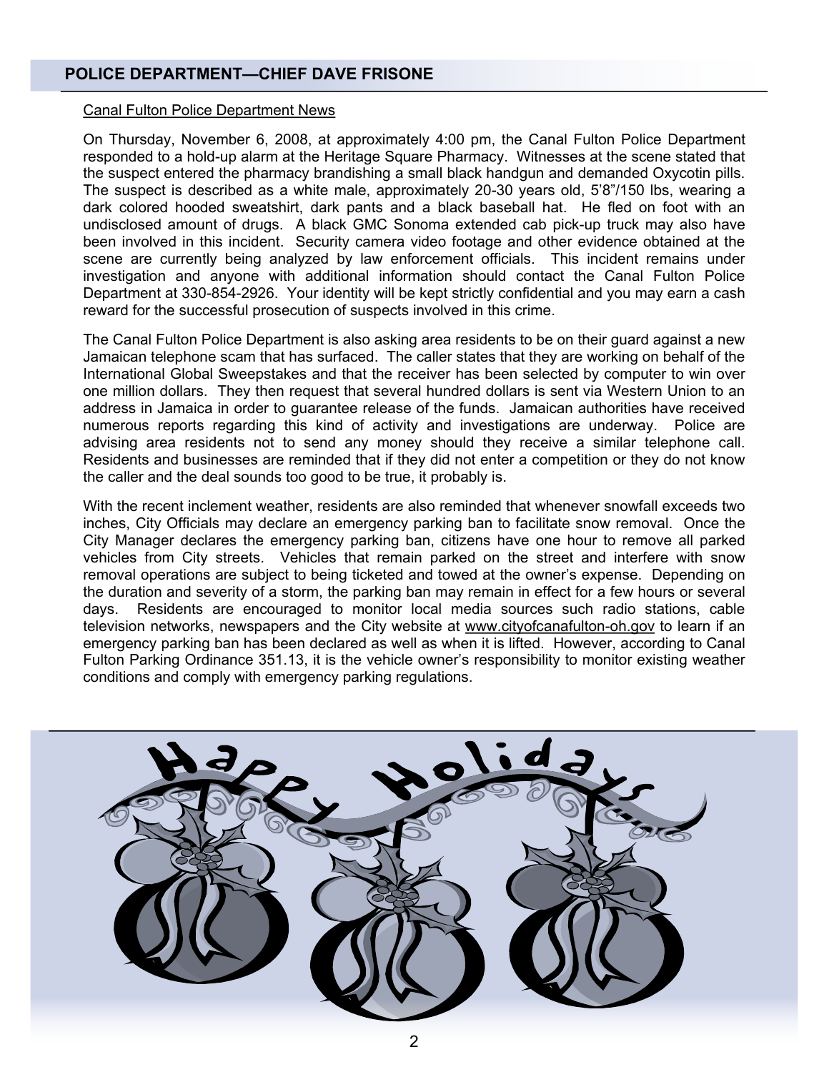## POLICE DEPARTMENT—CHIEF DAVE FRISONE

Canal Fulton Police Department News

On Thursday, November 6, 2008, at approximately 4:00 pm, the Canal Fulton Police Department responded to a hold-up alarm at the Heritage Square Pharmacy. Witnesses at the scene stated that the suspect entered the pharmacy brandishing a small black handgun and demanded Oxycotin pills. The suspect is described as a white male, approximately 20-30 years old, 5'8"/150 lbs, wearing a dark colored hooded sweatshirt, dark pants and a black baseball hat. He fled on foot with an undisclosed amount of drugs. A black GMC Sonoma extended cab pick-up truck may also have been involved in this incident. Security camera video footage and other evidence obtained at the scene are currently being analyzed by law enforcement officials. This incident remains under investigation and anyone with additional information should contact the Canal Fulton Police Department at 330-854-2926. Your identity will be kept strictly confidential and you may earn a cash reward for the successful prosecution of suspects involved in this crime.

The Canal Fulton Police Department is also asking area residents to be on their guard against a new Jamaican telephone scam that has surfaced. The caller states that they are working on behalf of the International Global Sweepstakes and that the receiver has been selected by computer to win over one million dollars. They then request that several hundred dollars is sent via Western Union to an address in Jamaica in order to guarantee release of the funds. Jamaican authorities have received numerous reports regarding this kind of activity and investigations are underway. Police are advising area residents not to send any money should they receive a similar telephone call. Residents and businesses are reminded that if they did not enter a competition or they do not know the caller and the deal sounds too good to be true, it probably is.

With the recent inclement weather, residents are also reminded that whenever snowfall exceeds two inches, City Officials may declare an emergency parking ban to facilitate snow removal. Once the City Manager declares the emergency parking ban, citizens have one hour to remove all parked vehicles from City streets. Vehicles that remain parked on the street and interfere with snow removal operations are subject to being ticketed and towed at the owner's expense. Depending on the duration and severity of a storm, the parking ban may remain in effect for a few hours or several days. Residents are encouraged to monitor local media sources such radio stations, cable television networks, newspapers and the City website at www.cityofcanafulton-oh.gov to learn if an emergency parking ban has been declared as well as when it is lifted. However, according to Canal Fulton Parking Ordinance 351.13, it is the vehicle owner's responsibility to monitor existing weather conditions and comply with emergency parking regulations.

Happy Holidays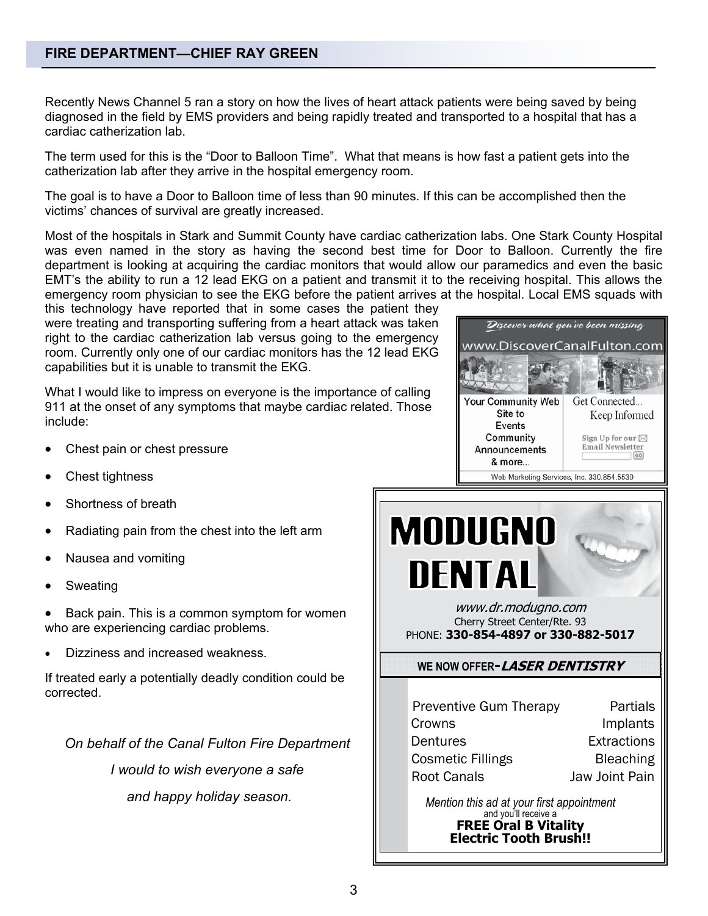## FIRE DEPARTMENT—CHIEF RAY GREEN

Recently News Channel 5 ran a story on how the lives of heart attack patients were being saved by being diagnosed in the field by EMS providers and being rapidly treated and transported to a hospital that has a cardiac catherization lab.

The term used for this is the "Door to Balloon Time". What that means is how fast a patient gets into the catherization lab after they arrive in the hospital emergency room.

The goal is to have a Door to Balloon time of less than 90 minutes. If this can be accomplished then the victims' chances of survival are greatly increased.

Most of the hospitals in Stark and Summit County have cardiac catherization labs. One Stark County Hospital was even named in the story as having the second best time for Door to Balloon. Currently the fire department is looking at acquiring the cardiac monitors that would allow our paramedics and even the basic EMT's the ability to run a 12 lead EKG on a patient and transmit it to the receiving hospital. This allows the emergency room physician to see the EKG before the patient arrives at the hospital. Local EMS squads with this technology have reported that in some cases the patient they were treating and transporting suffering from a heart attack was taken right to the cardiac catherization lab versus going to the emergency room. Currently only one of our cardiac monitors has the 12 lead EKG capabilities but it is unable to transmit the EKG.

What I would like to impress on everyone is the importance of calling 911 at the onset of any symptoms that maybe cardiac related. Those include:

- Chest pain or chest pressure
- Chest tightness
- Shortness of breath
- Radiating pain from the chest into the left arm
- Nausea and vomiting
- Sweating
- Back pain. This is a common symptom for women who are experiencing cardiac problems.
- Dizziness and increased weakness.

If treated early a potentially deadly condition could be corrected.

*On behalf of the Canal Fulton Fire Department*

*I would to wish everyone a safe*

*and happy holiday season.*

---

*Discover what you've been missing*

www.DiscoverCanalFulton.com

Your Community Web Site to Events Community Announcements & more...

Get Connected... Keep Informed

Sign Up for our Email Newsletter

Web Marketing Services, Inc. 330.854.5530

---

# MODUGNO DENTAL

*www.dr.modugno.com*

Cherry Street Center/Rte. 93

PHONE: **330-854-4897 or 330-882-5017**

**WE NOW OFFER-*LASER DENTISTRY***

| | |
|---|---|
| Preventive Gum Therapy | Partials |
| Crowns | Implants |
| Dentures | Extractions |
| Cosmetic Fillings | Bleaching |
| Root Canals | Jaw Joint Pain |

*Mention this ad at your first appointment* and you'll receive a **FREE Oral B Vitality Electric Tooth Brush!!**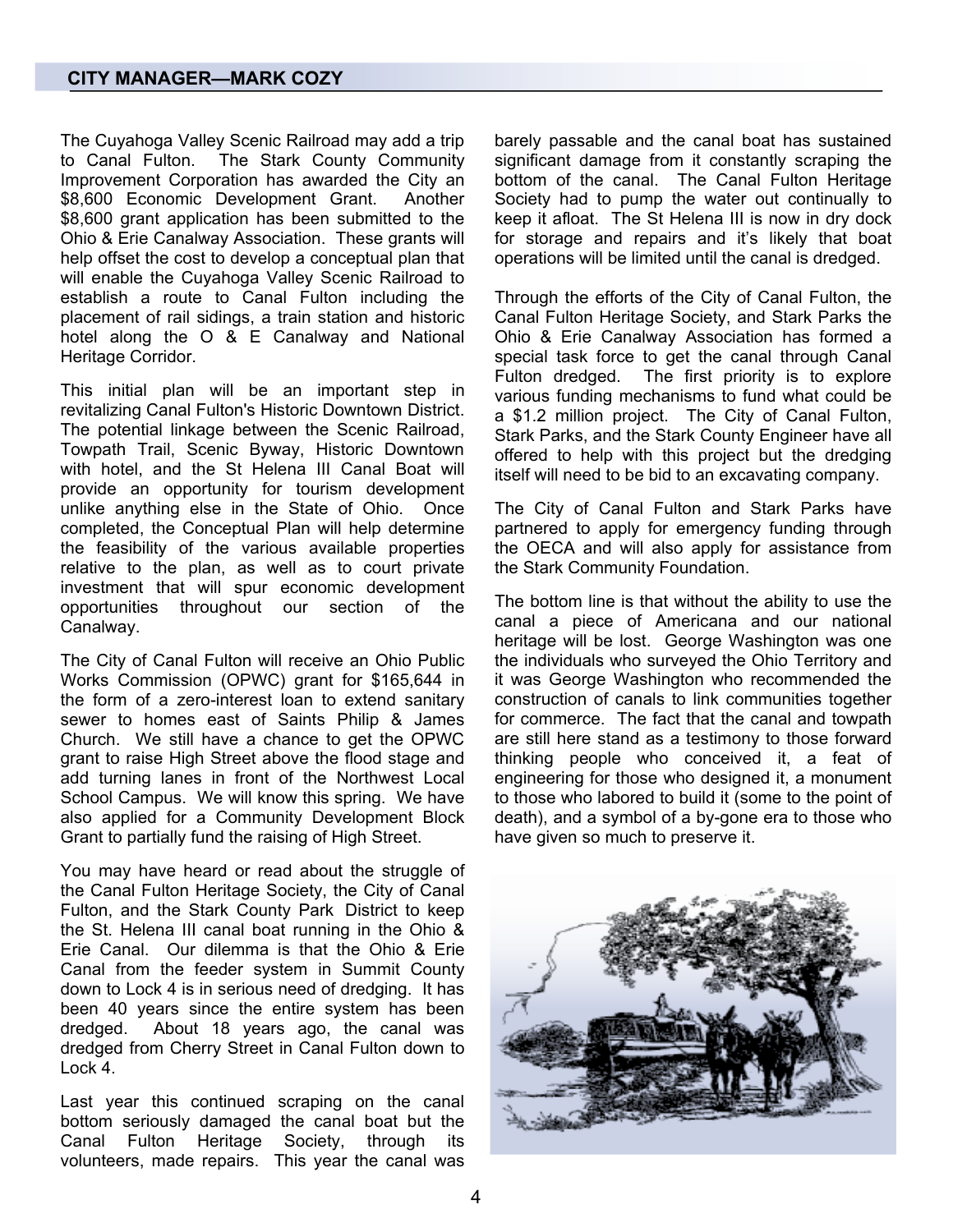## CITY MANAGER—MARK COZY

The Cuyahoga Valley Scenic Railroad may add a trip to Canal Fulton. The Stark County Community Improvement Corporation has awarded the City an $8,600 Economic Development Grant. Another $8,600 grant application has been submitted to the Ohio & Erie Canalway Association. These grants will help offset the cost to develop a conceptual plan that will enable the Cuyahoga Valley Scenic Railroad to establish a route to Canal Fulton including the placement of rail sidings, a train station and historic hotel along the O & E Canalway and National Heritage Corridor.

This initial plan will be an important step in revitalizing Canal Fulton's Historic Downtown District. The potential linkage between the Scenic Railroad, Towpath Trail, Scenic Byway, Historic Downtown with hotel, and the St Helena III Canal Boat will provide an opportunity for tourism development unlike anything else in the State of Ohio. Once completed, the Conceptual Plan will help determine the feasibility of the various available properties relative to the plan, as well as to court private investment that will spur economic development opportunities throughout our section of the Canalway.

The City of Canal Fulton will receive an Ohio Public Works Commission (OPWC) grant for $165,644 in the form of a zero-interest loan to extend sanitary sewer to homes east of Saints Philip & James Church. We still have a chance to get the OPWC grant to raise High Street above the flood stage and add turning lanes in front of the Northwest Local School Campus. We will know this spring. We have also applied for a Community Development Block Grant to partially fund the raising of High Street.

You may have heard or read about the struggle of the Canal Fulton Heritage Society, the City of Canal Fulton, and the Stark County Park District to keep the St. Helena III canal boat running in the Ohio & Erie Canal. Our dilemma is that the Ohio & Erie Canal from the feeder system in Summit County down to Lock 4 is in serious need of dredging. It has been 40 years since the entire system has been dredged. About 18 years ago, the canal was dredged from Cherry Street in Canal Fulton down to Lock 4.

Last year this continued scraping on the canal bottom seriously damaged the canal boat but the Canal Fulton Heritage Society, through its volunteers, made repairs. This year the canal was barely passable and the canal boat has sustained significant damage from it constantly scraping the bottom of the canal. The Canal Fulton Heritage Society had to pump the water out continually to keep it afloat. The St Helena III is now in dry dock for storage and repairs and it's likely that boat operations will be limited until the canal is dredged.

Through the efforts of the City of Canal Fulton, the Canal Fulton Heritage Society, and Stark Parks the Ohio & Erie Canalway Association has formed a special task force to get the canal through Canal Fulton dredged. The first priority is to explore various funding mechanisms to fund what could be a $1.2 million project. The City of Canal Fulton, Stark Parks, and the Stark County Engineer have all offered to help with this project but the dredging itself will need to be bid to an excavating company.

The City of Canal Fulton and Stark Parks have partnered to apply for emergency funding through the OECA and will also apply for assistance from the Stark Community Foundation.

The bottom line is that without the ability to use the canal a piece of Americana and our national heritage will be lost. George Washington was one the individuals who surveyed the Ohio Territory and it was George Washington who recommended the construction of canals to link communities together for commerce. The fact that the canal and towpath are still here stand as a testimony to those forward thinking people who conceived it, a feat of engineering for those who designed it, a monument to those who labored to build it (some to the point of death), and a symbol of a by-gone era to those who have given so much to preserve it.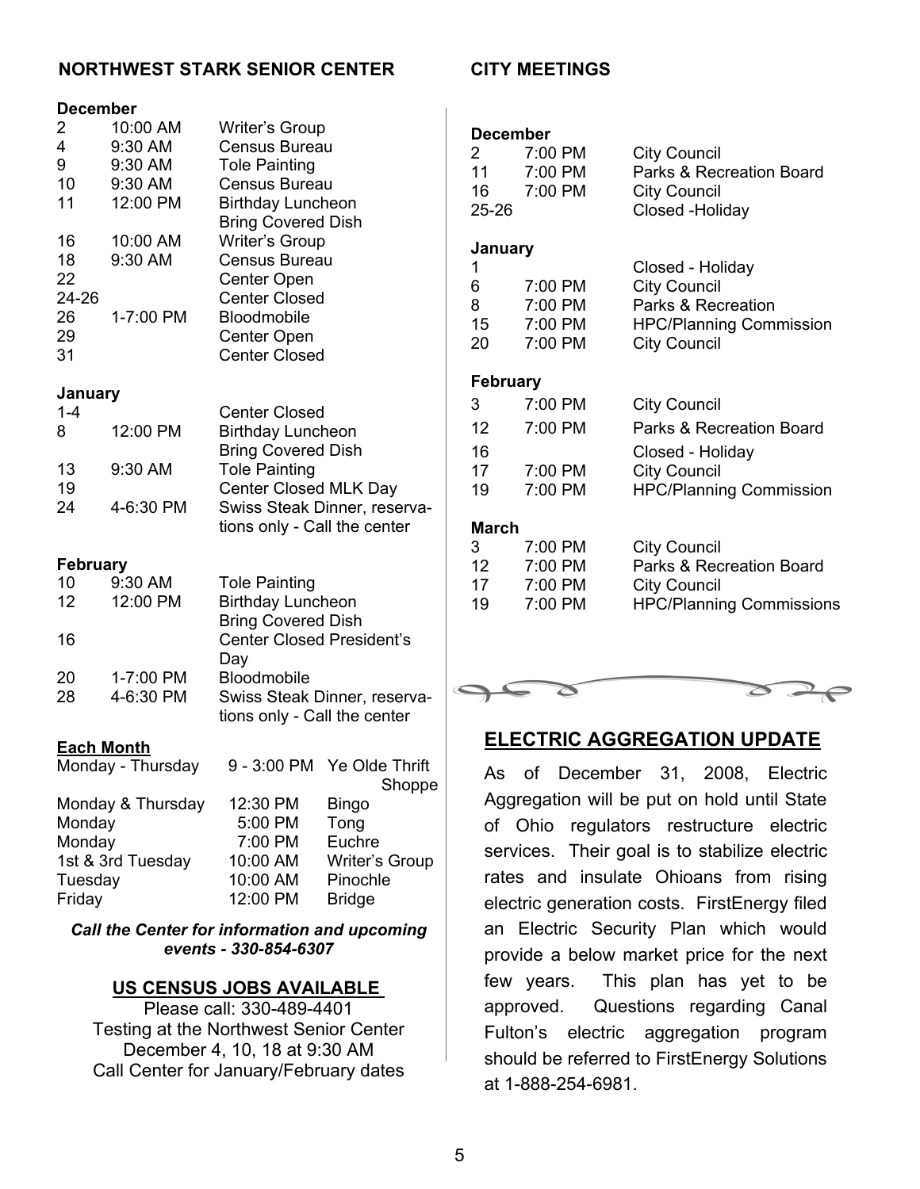## NORTHWEST STARK SENIOR CENTER

**December**

| | | |
|---|---|---|
| 2 | 10:00 AM | Writer's Group |
| 4 | 9:30 AM | Census Bureau |
| 9 | 9:30 AM | Tole Painting |
| 10 | 9:30 AM | Census Bureau |
| 11 | 12:00 PM | Birthday Luncheon Bring Covered Dish |
| 16 | 10:00 AM | Writer's Group |
| 18 | 9:30 AM | Census Bureau |
| 22 | | Center Open |
| 24-26 | | Center Closed |
| 26 | 1-7:00 PM | Bloodmobile |
| 29 | | Center Open |
| 31 | | Center Closed |

**January**

| | | |
|---|---|---|
| 1-4 | | Center Closed |
| 8 | 12:00 PM | Birthday Luncheon Bring Covered Dish |
| 13 | 9:30 AM | Tole Painting |
| 19 | | Center Closed MLK Day |
| 24 | 4-6:30 PM | Swiss Steak Dinner, reservations only - Call the center |

**February**

| | | |
|---|---|---|
| 10 | 9:30 AM | Tole Painting |
| 12 | 12:00 PM | Birthday Luncheon Bring Covered Dish |
| 16 | | Center Closed President's Day |
| 20 | 1-7:00 PM | Bloodmobile |
| 28 | 4-6:30 PM | Swiss Steak Dinner, reservations only - Call the center |

**Each Month**

| | | |
|---|---|---|
| Monday - Thursday | 9 - 3:00 PM | Ye Olde Thrift Shoppe |
| Monday & Thursday | 12:30 PM | Bingo |
| Monday | 5:00 PM | Tong |
| Monday | 7:00 PM | Euchre |
| 1st & 3rd Tuesday | 10:00 AM | Writer's Group |
| Tuesday | 10:00 AM | Pinochle |
| Friday | 12:00 PM | Bridge |

***Call the Center for information and upcoming events - 330-854-6307***

### US CENSUS JOBS AVAILABLE

Please call: 330-489-4401
Testing at the Northwest Senior Center
December 4, 10, 18 at 9:30 AM
Call Center for January/February dates

## CITY MEETINGS

**December**

| | | |
|---|---|---|
| 2 | 7:00 PM | City Council |
| 11 | 7:00 PM | Parks & Recreation Board |
| 16 | 7:00 PM | City Council |
| 25-26 | | Closed -Holiday |

**January**

| | | |
|---|---|---|
| 1 | | Closed - Holiday |
| 6 | 7:00 PM | City Council |
| 8 | 7:00 PM | Parks & Recreation |
| 15 | 7:00 PM | HPC/Planning Commission |
| 20 | 7:00 PM | City Council |

**February**

| | | |
|---|---|---|
| 3 | 7:00 PM | City Council |
| 12 | 7:00 PM | Parks & Recreation Board |
| 16 | | Closed - Holiday |
| 17 | 7:00 PM | City Council |
| 19 | 7:00 PM | HPC/Planning Commission |

**March**

| | | |
|---|---|---|
| 3 | 7:00 PM | City Council |
| 12 | 7:00 PM | Parks & Recreation Board |
| 17 | 7:00 PM | City Council |
| 19 | 7:00 PM | HPC/Planning Commissions |

## ELECTRIC AGGREGATION UPDATE

As of December 31, 2008, Electric Aggregation will be put on hold until State of Ohio regulators restructure electric services. Their goal is to stabilize electric rates and insulate Ohioans from rising electric generation costs. FirstEnergy filed an Electric Security Plan which would provide a below market price for the next few years. This plan has yet to be approved. Questions regarding Canal Fulton's electric aggregation program should be referred to FirstEnergy Solutions at 1-888-254-6981.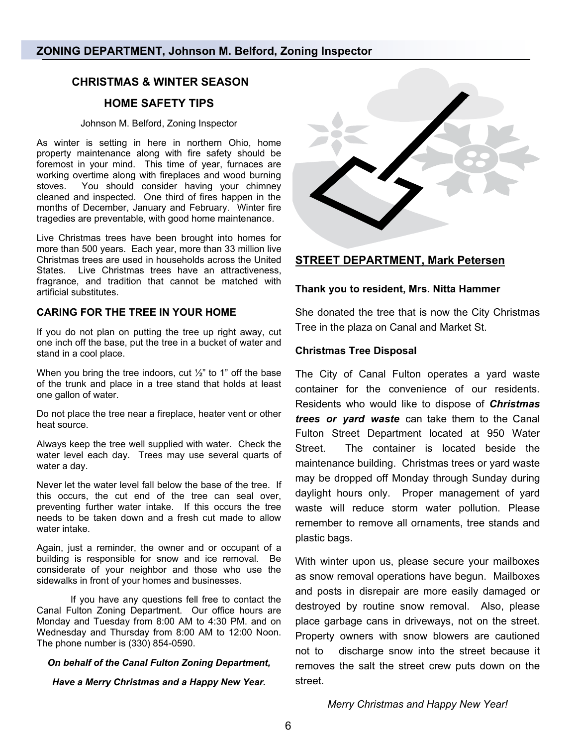## ZONING DEPARTMENT, Johnson M. Belford, Zoning Inspector

### CHRISTMAS & WINTER SEASON

### HOME SAFETY TIPS

Johnson M. Belford, Zoning Inspector

As winter is setting in here in northern Ohio, home property maintenance along with fire safety should be foremost in your mind. This time of year, furnaces are working overtime along with fireplaces and wood burning stoves. You should consider having your chimney cleaned and inspected. One third of fires happen in the months of December, January and February. Winter fire tragedies are preventable, with good home maintenance.

Live Christmas trees have been brought into homes for more than 500 years. Each year, more than 33 million live Christmas trees are used in households across the United States. Live Christmas trees have an attractiveness, fragrance, and tradition that cannot be matched with artificial substitutes.

### CARING FOR THE TREE IN YOUR HOME

If you do not plan on putting the tree up right away, cut one inch off the base, put the tree in a bucket of water and stand in a cool place.

When you bring the tree indoors, cut ½" to 1" off the base of the trunk and place in a tree stand that holds at least one gallon of water.

Do not place the tree near a fireplace, heater vent or other heat source.

Always keep the tree well supplied with water. Check the water level each day. Trees may use several quarts of water a day.

Never let the water level fall below the base of the tree. If this occurs, the cut end of the tree can seal over, preventing further water intake. If this occurs the tree needs to be taken down and a fresh cut made to allow water intake.

Again, just a reminder, the owner and or occupant of a building is responsible for snow and ice removal. Be considerate of your neighbor and those who use the sidewalks in front of your homes and businesses.

If you have any questions fell free to contact the Canal Fulton Zoning Department. Our office hours are Monday and Tuesday from 8:00 AM to 4:30 PM. and on Wednesday and Thursday from 8:00 AM to 12:00 Noon. The phone number is (330) 854-0590.

***On behalf of the Canal Fulton Zoning Department,***

***Have a Merry Christmas and a Happy New Year.***

## STREET DEPARTMENT, Mark Petersen

**Thank you to resident, Mrs. Nitta Hammer**

She donated the tree that is now the City Christmas Tree in the plaza on Canal and Market St.

**Christmas Tree Disposal**

The City of Canal Fulton operates a yard waste container for the convenience of our residents. Residents who would like to dispose of ***Christmas trees or yard waste*** can take them to the Canal Fulton Street Department located at 950 Water Street. The container is located beside the maintenance building. Christmas trees or yard waste may be dropped off Monday through Sunday during daylight hours only. Proper management of yard waste will reduce storm water pollution. Please remember to remove all ornaments, tree stands and plastic bags.

With winter upon us, please secure your mailboxes as snow removal operations have begun. Mailboxes and posts in disrepair are more easily damaged or destroyed by routine snow removal. Also, please place garbage cans in driveways, not on the street. Property owners with snow blowers are cautioned not to discharge snow into the street because it removes the salt the street crew puts down on the street.

*Merry Christmas and Happy New Year!*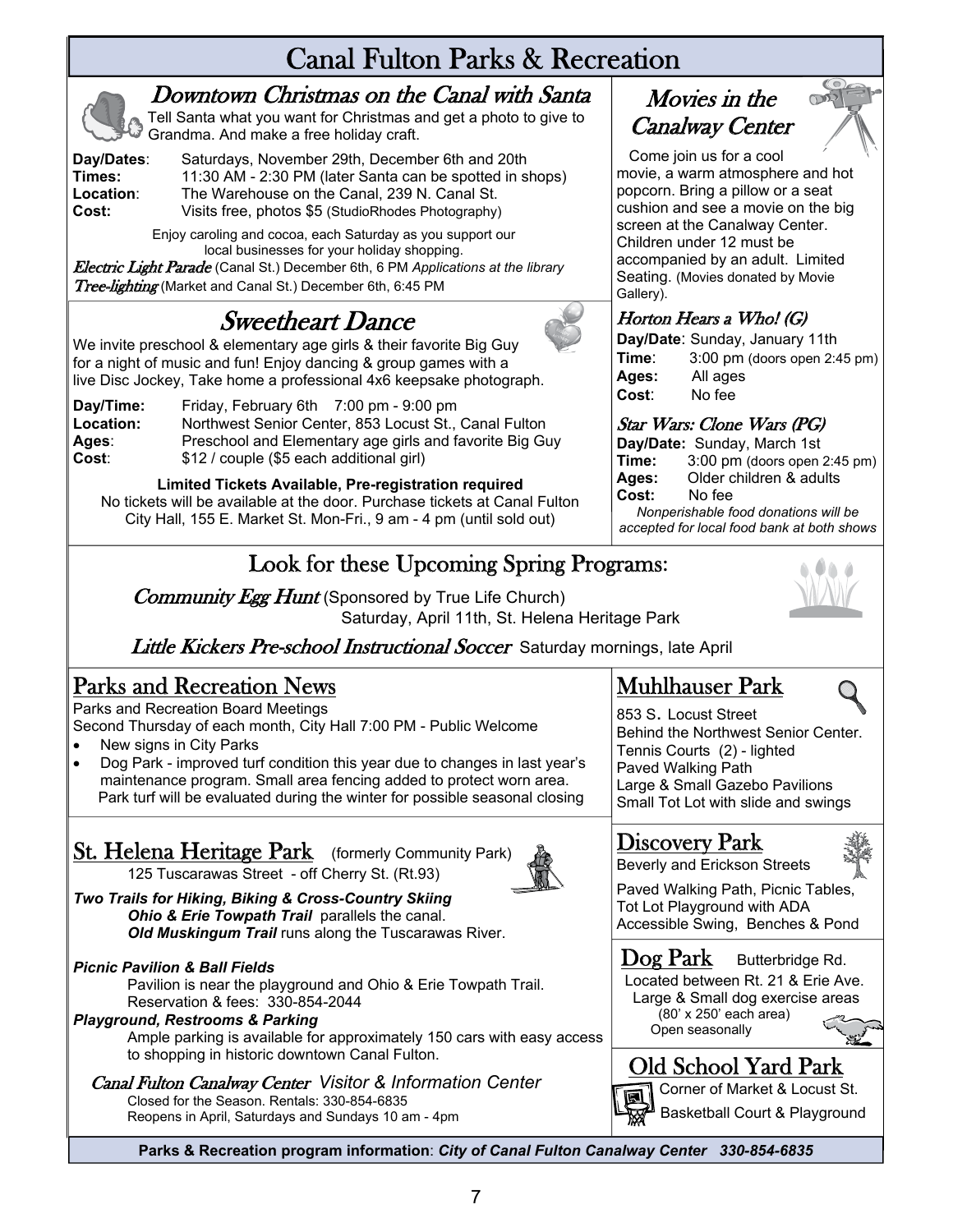# Canal Fulton Parks & Recreation

## *Downtown Christmas on the Canal with Santa*

Tell Santa what you want for Christmas and get a photo to give to Grandma. And make a free holiday craft.

**Day/Dates**: Saturdays, November 29th, December 6th and 20th
**Times:** 11:30 AM - 2:30 PM (later Santa can be spotted in shops)
**Location**: The Warehouse on the Canal, 239 N. Canal St.
**Cost:** Visits free, photos $5 (StudioRhodes Photography)

Enjoy caroling and cocoa, each Saturday as you support our local businesses for your holiday shopping.

*Electric Light Parade* (Canal St.) December 6th, 6 PM *Applications at the library*
*Tree-lighting* (Market and Canal St.) December 6th, 6:45 PM

## *Sweetheart Dance*

We invite preschool & elementary age girls & their favorite Big Guy for a night of music and fun! Enjoy dancing & group games with a live Disc Jockey, Take home a professional 4x6 keepsake photograph.

**Day/Time:** Friday, February 6th 7:00 pm - 9:00 pm
**Location:** Northwest Senior Center, 853 Locust St., Canal Fulton
**Ages**: Preschool and Elementary age girls and favorite Big Guy
**Cost**: $12 / couple ($5 each additional girl)

**Limited Tickets Available, Pre-registration required**
No tickets will be available at the door. Purchase tickets at Canal Fulton City Hall, 155 E. Market St. Mon-Fri., 9 am - 4 pm (until sold out)

## *Movies in the Canalway Center*

Come join us for a cool movie, a warm atmosphere and hot popcorn. Bring a pillow or a seat cushion and see a movie on the big screen at the Canalway Center. Children under 12 must be accompanied by an adult. Limited Seating. (Movies donated by Movie Gallery).

### *Horton Hears a Who! (G)*

**Day/Date**: Sunday, January 11th
**Time**: 3:00 pm (doors open 2:45 pm)
**Ages:** All ages
**Cost**: No fee

### *Star Wars: Clone Wars (PG)*

**Day/Date:** Sunday, March 1st
**Time:** 3:00 pm (doors open 2:45 pm)
**Ages:** Older children & adults
**Cost:** No fee

*Nonperishable food donations will be accepted for local food bank at both shows*

## Look for these Upcoming Spring Programs:

*Community Egg Hunt* (Sponsored by True Life Church)
Saturday, April 11th, St. Helena Heritage Park

*Little Kickers Pre-school Instructional Soccer* Saturday mornings, late April

## Parks and Recreation News

Parks and Recreation Board Meetings
Second Thursday of each month, City Hall 7:00 PM - Public Welcome

- New signs in City Parks
- Dog Park - improved turf condition this year due to changes in last year's maintenance program. Small area fencing added to protect worn area. Park turf will be evaluated during the winter for possible seasonal closing

## Muhlhauser Park

853 S. Locust Street
Behind the Northwest Senior Center.
Tennis Courts (2) - lighted
Paved Walking Path
Large & Small Gazebo Pavilions
Small Tot Lot with slide and swings

## St. Helena Heritage Park (formerly Community Park)

125 Tuscarawas Street - off Cherry St. (Rt.93)

***Two Trails for Hiking, Biking & Cross-Country Skiing***
***Ohio & Erie Towpath Trail*** parallels the canal.
***Old Muskingum Trail*** runs along the Tuscarawas River.

***Picnic Pavilion & Ball Fields***
Pavilion is near the playground and Ohio & Erie Towpath Trail.
Reservation & fees: 330-854-2044

***Playground, Restrooms & Parking***
Ample parking is available for approximately 150 cars with easy access to shopping in historic downtown Canal Fulton.

*Canal Fulton Canalway Center* *Visitor & Information Center*
Closed for the Season. Rentals: 330-854-6835
Reopens in April, Saturdays and Sundays 10 am - 4pm

## Discovery Park

Beverly and Erickson Streets

Paved Walking Path, Picnic Tables, Tot Lot Playground with ADA Accessible Swing, Benches & Pond

## Dog Park

Butterbridge Rd.
Located between Rt. 21 & Erie Ave.
Large & Small dog exercise areas (80' x 250' each area)
Open seasonally

## Old School Yard Park

Corner of Market & Locust St.
Basketball Court & Playground

**Parks & Recreation program information**: ***City of Canal Fulton Canalway Center 330-854-6835***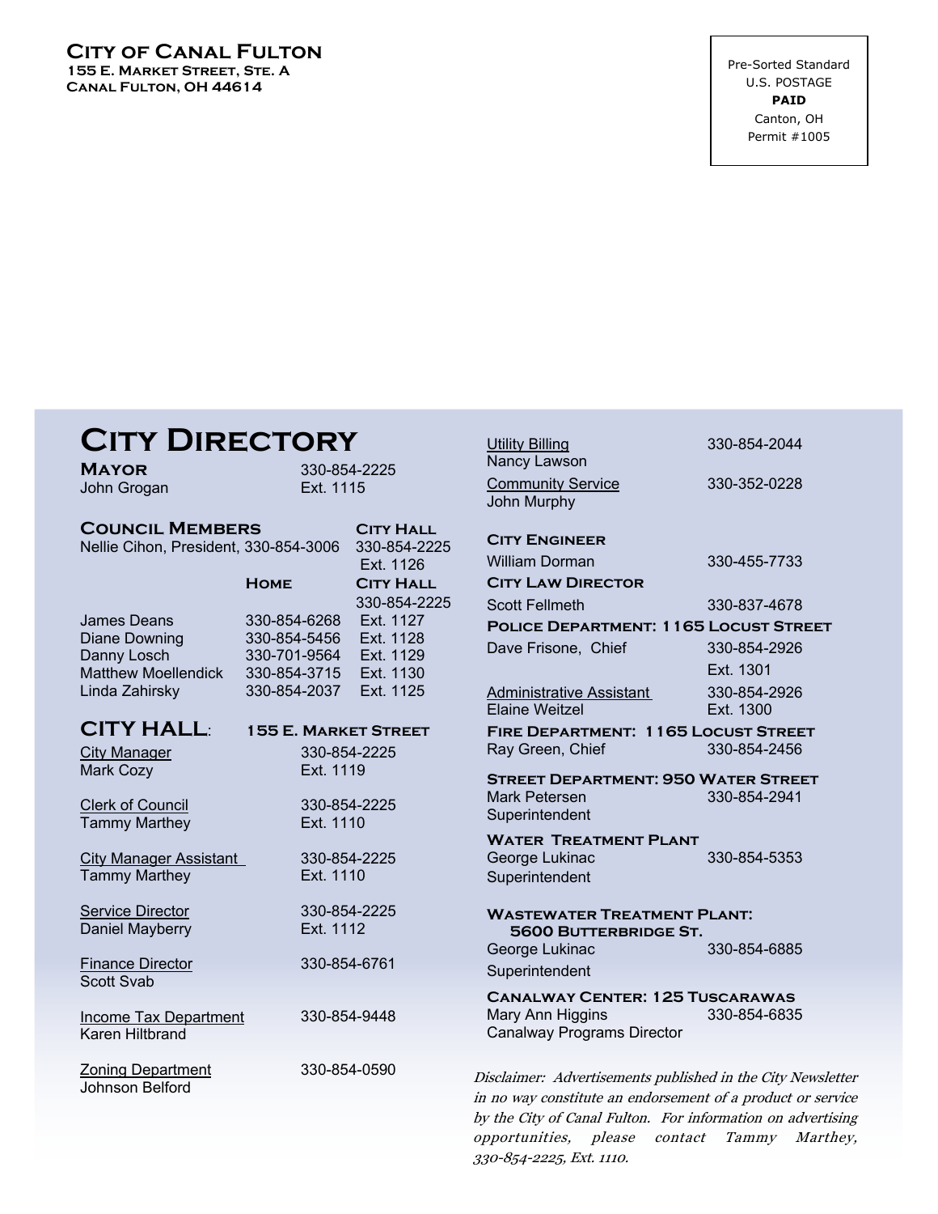**City of Canal Fulton**
**155 E. Market Street, Ste. A**
**Canal Fulton, OH 44614**

Pre-Sorted Standard
U.S. POSTAGE
**PAID**
Canton, OH
Permit #1005

# City Directory

**Mayor** 330-854-2225
John Grogan Ext. 1115

| **Council Members** | **Home** | **City Hall** |
|---|---|---|
| Nellie Cihon, President | 330-854-3006 | 330-854-2225 Ext. 1126 |
| James Deans | 330-854-6268 | 330-854-2225 Ext. 1127 |
| Diane Downing | 330-854-5456 | Ext. 1128 |
| Danny Losch | 330-701-9564 | Ext. 1129 |
| Matthew Moellendick | 330-854-3715 | Ext. 1130 |
| Linda Zahirsky | 330-854-2037 | Ext. 1125 |

## CITY HALL: 155 E. Market Street

City Manager — 330-854-2225
Mark Cozy — Ext. 1119

Clerk of Council — 330-854-2225
Tammy Marthey — Ext. 1110

City Manager Assistant — 330-854-2225
Tammy Marthey — Ext. 1110

Service Director — 330-854-2225
Daniel Mayberry — Ext. 1112

Finance Director — 330-854-6761
Scott Svab

Income Tax Department — 330-854-9448
Karen Hiltbrand

Zoning Department — 330-854-0590
Johnson Belford

Utility Billing — 330-854-2044
Nancy Lawson

Community Service — 330-352-0228
John Murphy

**City Engineer**
William Dorman — 330-455-7733

**City Law Director**
Scott Fellmeth — 330-837-4678

**Police Department: 1165 Locust Street**
Dave Frisone, Chief — 330-854-2926 Ext. 1301

Administrative Assistant — 330-854-2926
Elaine Weitzel — Ext. 1300

**Fire Department: 1165 Locust Street**
Ray Green, Chief — 330-854-2456

**Street Department: 950 Water Street**
Mark Petersen, Superintendent — 330-854-2941

**Water Treatment Plant**
George Lukinac, Superintendent — 330-854-5353

**Wastewater Treatment Plant: 5600 Butterbridge St.**
George Lukinac, Superintendent — 330-854-6885

**Canalway Center: 125 Tuscarawas**
Mary Ann Higgins, Canalway Programs Director — 330-854-6835

*Disclaimer: Advertisements published in the City Newsletter in no way constitute an endorsement of a product or service by the City of Canal Fulton. For information on advertising opportunities, please contact Tammy Marthey, 330-854-2225, Ext. 1110.*